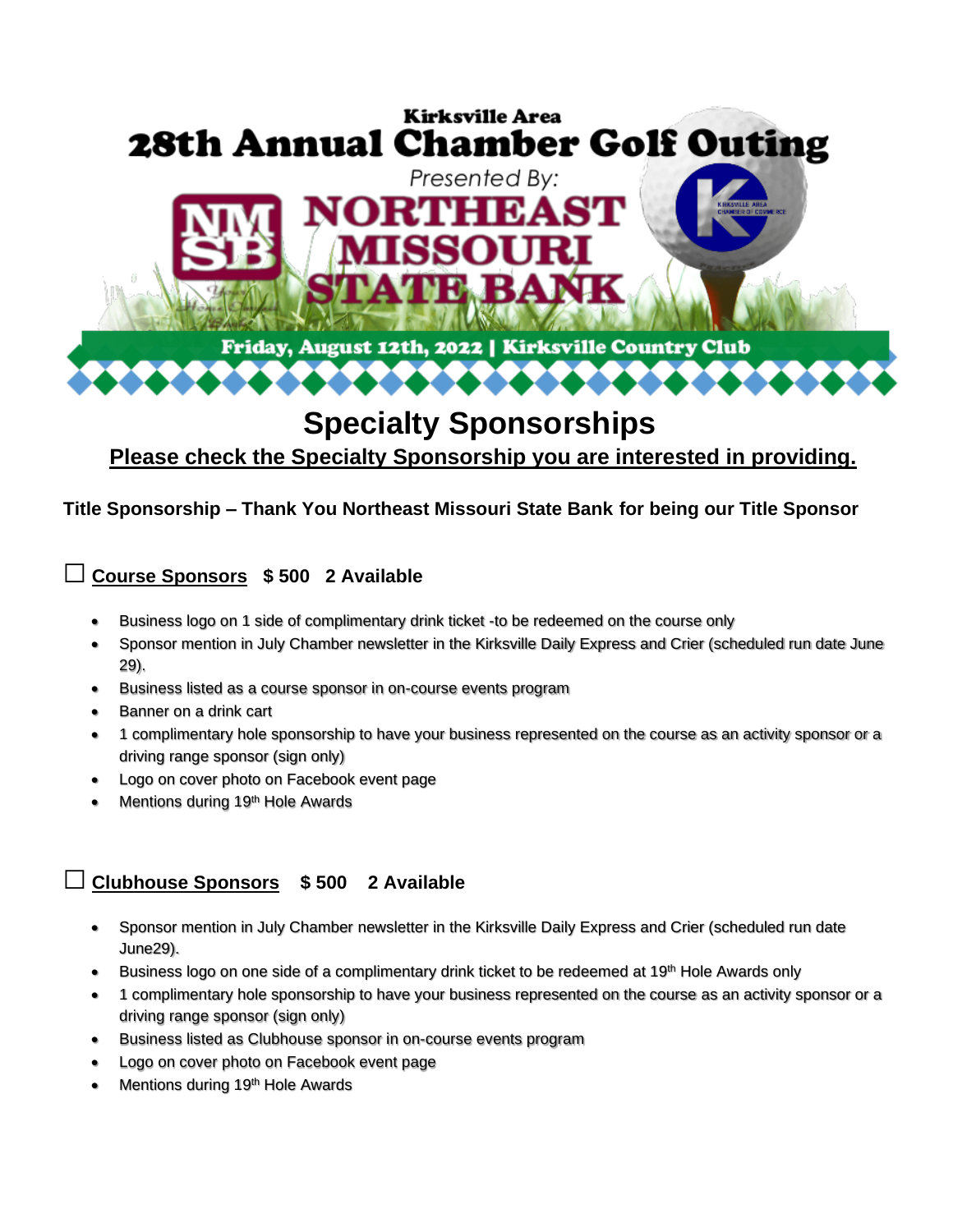Kirksville Area

# 28th Annual Chamber Golf Outing

Presented By:

NORTHEAST MISSOURI STATE BANK

Friday, August 12th, 2022 | Kirksville Country Club

## Specialty Sponsorships

**Please check the Specialty Sponsorship you are interested in providing.**

**Title Sponsorship – Thank You Northeast Missouri State Bank for being our Title Sponsor**

### ☐ Course Sponsors $ 500 2 Available

- Business logo on 1 side of complimentary drink ticket -to be redeemed on the course only
- Sponsor mention in July Chamber newsletter in the Kirksville Daily Express and Crier (scheduled run date June 29).
- Business listed as a course sponsor in on-course events program
- Banner on a drink cart
- 1 complimentary hole sponsorship to have your business represented on the course as an activity sponsor or a driving range sponsor (sign only)
- Logo on cover photo on Facebook event page
- Mentions during 19th Hole Awards

### ☐ Clubhouse Sponsors $ 500 2 Available

- Sponsor mention in July Chamber newsletter in the Kirksville Daily Express and Crier (scheduled run date June29).
- Business logo on one side of a complimentary drink ticket to be redeemed at 19th Hole Awards only
- 1 complimentary hole sponsorship to have your business represented on the course as an activity sponsor or a driving range sponsor (sign only)
- Business listed as Clubhouse sponsor in on-course events program
- Logo on cover photo on Facebook event page
- Mentions during 19th Hole Awards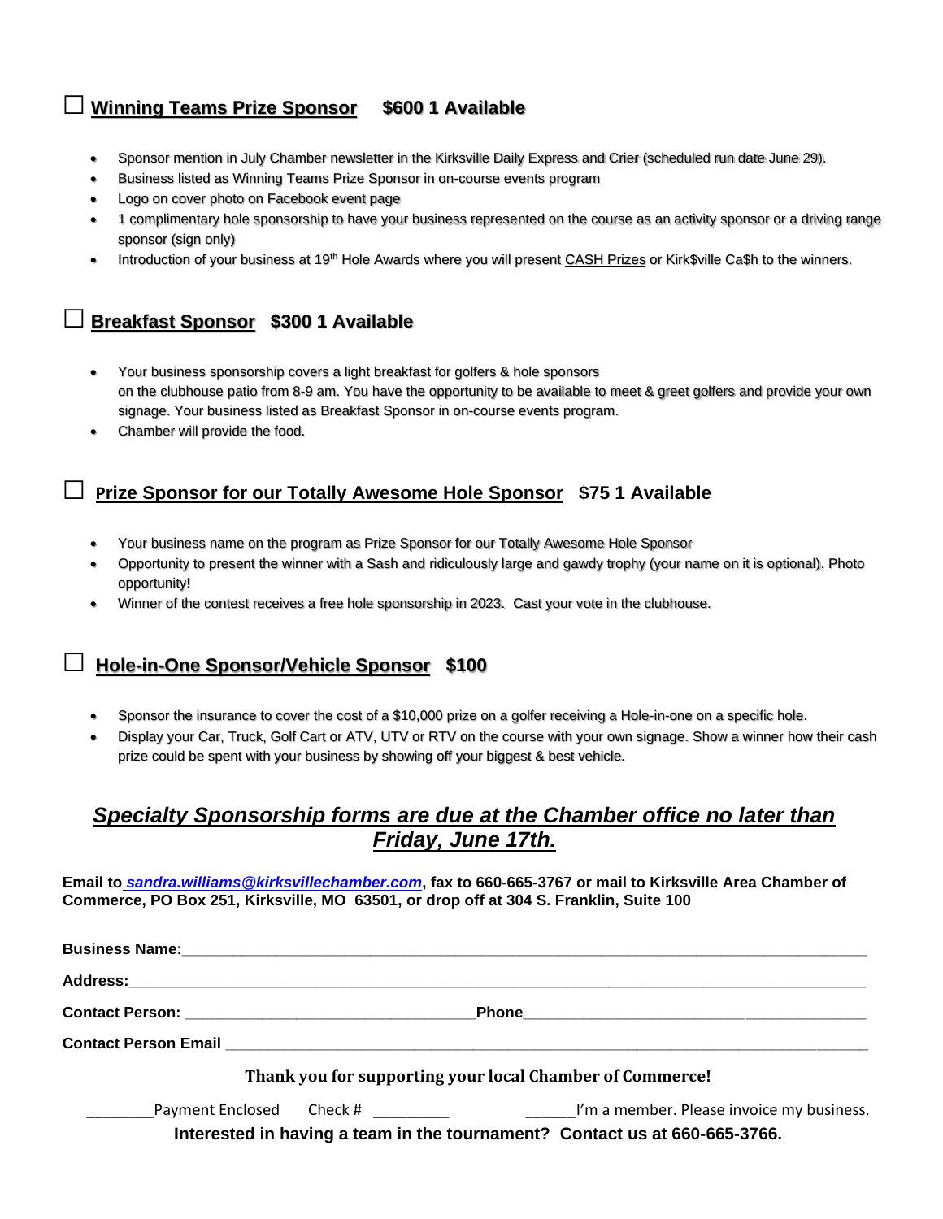## ☐ Winning Teams Prize Sponsor $600 1 Available

- Sponsor mention in July Chamber newsletter in the Kirksville Daily Express and Crier (scheduled run date June 29).
- Business listed as Winning Teams Prize Sponsor in on-course events program
- Logo on cover photo on Facebook event page
- 1 complimentary hole sponsorship to have your business represented on the course as an activity sponsor or a driving range sponsor (sign only)
- Introduction of your business at 19th Hole Awards where you will present CASH Prizes or Kirk$ville Ca$h to the winners.

## ☐ Breakfast Sponsor $300 1 Available

- Your business sponsorship covers a light breakfast for golfers & hole sponsors on the clubhouse patio from 8-9 am. You have the opportunity to be available to meet & greet golfers and provide your own signage. Your business listed as Breakfast Sponsor in on-course events program.
- Chamber will provide the food.

## ☐ Prize Sponsor for our Totally Awesome Hole Sponsor $75 1 Available

- Your business name on the program as Prize Sponsor for our Totally Awesome Hole Sponsor
- Opportunity to present the winner with a Sash and ridiculously large and gawdy trophy (your name on it is optional). Photo opportunity!
- Winner of the contest receives a free hole sponsorship in 2023. Cast your vote in the clubhouse.

## ☐ Hole-in-One Sponsor/Vehicle Sponsor $100

- Sponsor the insurance to cover the cost of a $10,000 prize on a golfer receiving a Hole-in-one on a specific hole.
- Display your Car, Truck, Golf Cart or ATV, UTV or RTV on the course with your own signage. Show a winner how their cash prize could be spent with your business by showing off your biggest & best vehicle.

## *Specialty Sponsorship forms are due at the Chamber office no later than Friday, June 17th.*

**Email to *sandra.williams@kirksvillechamber.com*, fax to 660-665-3767 or mail to Kirksville Area Chamber of Commerce, PO Box 251, Kirksville, MO 63501, or drop off at 304 S. Franklin, Suite 100**

**Business Name:**______________________________________________________________

**Address:**____________________________________________________________________

**Contact Person:** ______________________________ **Phone**______________________________

**Contact Person Email** __________________________________________________________

**Thank you for supporting your local Chamber of Commerce!**

________Payment Enclosed Check # _________ ______I'm a member. Please invoice my business.

**Interested in having a team in the tournament? Contact us at 660-665-3766.**